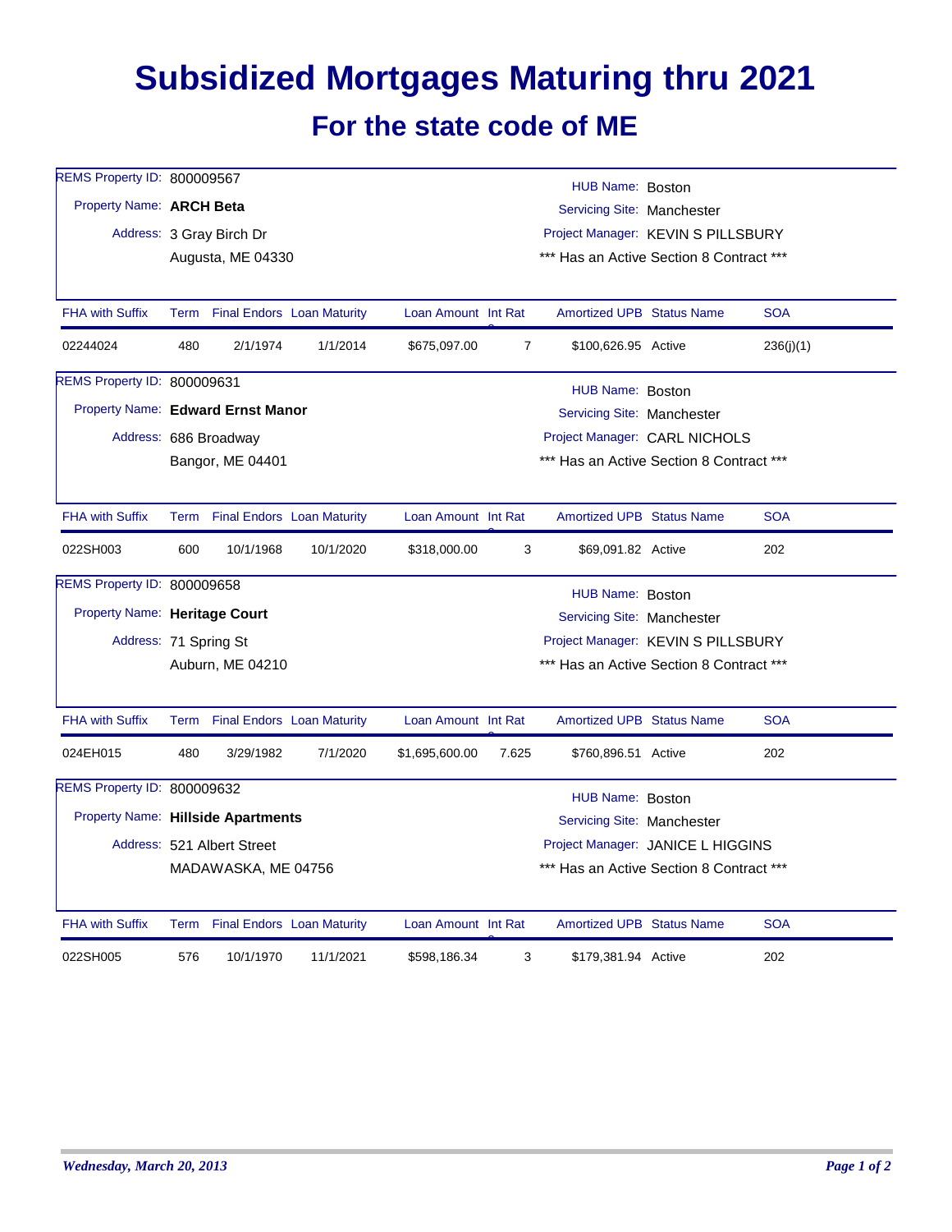# Subsidized Mortgages Maturing thru 2021

## For the state code of ME

REMS Property ID: 800009567
Property Name: **ARCH Beta**
Address: 3 Gray Birch Dr
Augusta, ME 04330

HUB Name: Boston
Servicing Site: Manchester
Project Manager: KEVIN S PILLSBURY
*** Has an Active Section 8 Contract ***

| FHA with Suffix | Term | Final Endors | Loan Maturity | Loan Amount | Int Rate | Amortized UPB | Status Name | SOA |
|---|---|---|---|---|---|---|---|---|
| 02244024 | 480 | 2/1/1974 | 1/1/2014 | $675,097.00 | 7 | $100,626.95 | Active | 236(j)(1) |

REMS Property ID: 800009631
Property Name: **Edward Ernst Manor**
Address: 686 Broadway
Bangor, ME 04401

HUB Name: Boston
Servicing Site: Manchester
Project Manager: CARL NICHOLS
*** Has an Active Section 8 Contract ***

| FHA with Suffix | Term | Final Endors | Loan Maturity | Loan Amount | Int Rate | Amortized UPB | Status Name | SOA |
|---|---|---|---|---|---|---|---|---|
| 022SH003 | 600 | 10/1/1968 | 10/1/2020 | $318,000.00 | 3 | $69,091.82 | Active | 202 |

REMS Property ID: 800009658
Property Name: **Heritage Court**
Address: 71 Spring St
Auburn, ME 04210

HUB Name: Boston
Servicing Site: Manchester
Project Manager: KEVIN S PILLSBURY
*** Has an Active Section 8 Contract ***

| FHA with Suffix | Term | Final Endors | Loan Maturity | Loan Amount | Int Rate | Amortized UPB | Status Name | SOA |
|---|---|---|---|---|---|---|---|---|
| 024EH015 | 480 | 3/29/1982 | 7/1/2020 | $1,695,600.00 | 7.625 | $760,896.51 | Active | 202 |

REMS Property ID: 800009632
Property Name: **Hillside Apartments**
Address: 521 Albert Street
MADAWASKA, ME 04756

HUB Name: Boston
Servicing Site: Manchester
Project Manager: JANICE L HIGGINS
*** Has an Active Section 8 Contract ***

| FHA with Suffix | Term | Final Endors | Loan Maturity | Loan Amount | Int Rate | Amortized UPB | Status Name | SOA |
|---|---|---|---|---|---|---|---|---|
| 022SH005 | 576 | 10/1/1970 | 11/1/2021 | $598,186.34 | 3 | $179,381.94 | Active | 202 |

*Wednesday, March 20, 2013*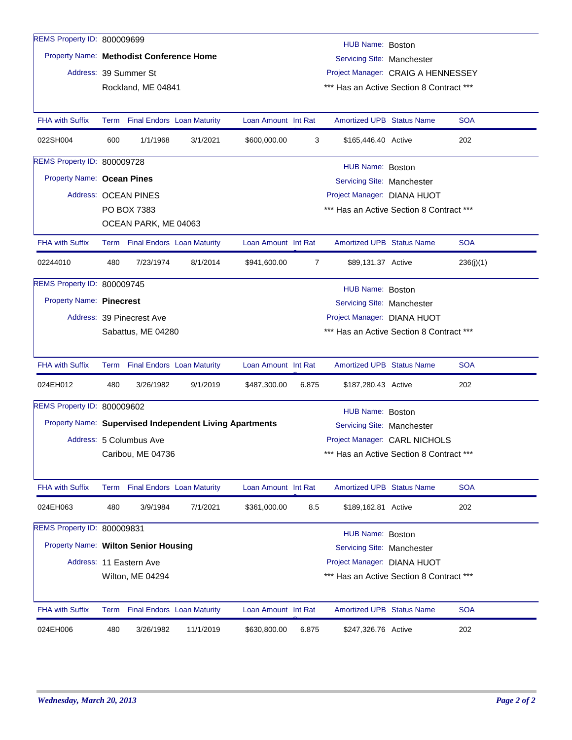REMS Property ID: 800009699

Property Name: **Methodist Conference Home**

Address: 39 Summer St
Rockland, ME 04841

HUB Name: Boston
Servicing Site: Manchester
Project Manager: CRAIG A HENNESSEY
*** Has an Active Section 8 Contract ***

| FHA with Suffix | Term | Final Endors | Loan Maturity | Loan Amount | Int Rate | Amortized UPB | Status Name | SOA |
|---|---|---|---|---|---|---|---|---|
| 022SH004 | 600 | 1/1/1968 | 3/1/2021 | $600,000.00 | 3 | $165,446.40 | Active | 202 |

REMS Property ID: 800009728

Property Name: **Ocean Pines**

Address: OCEAN PINES
PO BOX 7383
OCEAN PARK, ME 04063

HUB Name: Boston
Servicing Site: Manchester
Project Manager: DIANA HUOT
*** Has an Active Section 8 Contract ***

| FHA with Suffix | Term | Final Endors | Loan Maturity | Loan Amount | Int Rate | Amortized UPB | Status Name | SOA |
|---|---|---|---|---|---|---|---|---|
| 02244010 | 480 | 7/23/1974 | 8/1/2014 | $941,600.00 | 7 | $89,131.37 | Active | 236(j)(1) |

REMS Property ID: 800009745

Property Name: **Pinecrest**

Address: 39 Pinecrest Ave
Sabattus, ME 04280

HUB Name: Boston
Servicing Site: Manchester
Project Manager: DIANA HUOT
*** Has an Active Section 8 Contract ***

| FHA with Suffix | Term | Final Endors | Loan Maturity | Loan Amount | Int Rate | Amortized UPB | Status Name | SOA |
|---|---|---|---|---|---|---|---|---|
| 024EH012 | 480 | 3/26/1982 | 9/1/2019 | $487,300.00 | 6.875 | $187,280.43 | Active | 202 |

REMS Property ID: 800009602

Property Name: **Supervised Independent Living Apartments**

Address: 5 Columbus Ave
Caribou, ME 04736

HUB Name: Boston
Servicing Site: Manchester
Project Manager: CARL NICHOLS
*** Has an Active Section 8 Contract ***

| FHA with Suffix | Term | Final Endors | Loan Maturity | Loan Amount | Int Rate | Amortized UPB | Status Name | SOA |
|---|---|---|---|---|---|---|---|---|
| 024EH063 | 480 | 3/9/1984 | 7/1/2021 | $361,000.00 | 8.5 | $189,162.81 | Active | 202 |

REMS Property ID: 800009831

Property Name: **Wilton Senior Housing**

Address: 11 Eastern Ave
Wilton, ME 04294

HUB Name: Boston
Servicing Site: Manchester
Project Manager: DIANA HUOT
*** Has an Active Section 8 Contract ***

| FHA with Suffix | Term | Final Endors | Loan Maturity | Loan Amount | Int Rate | Amortized UPB | Status Name | SOA |
|---|---|---|---|---|---|---|---|---|
| 024EH006 | 480 | 3/26/1982 | 11/1/2019 | $630,800.00 | 6.875 | $247,326.76 | Active | 202 |

*Wednesday, March 20, 2013*